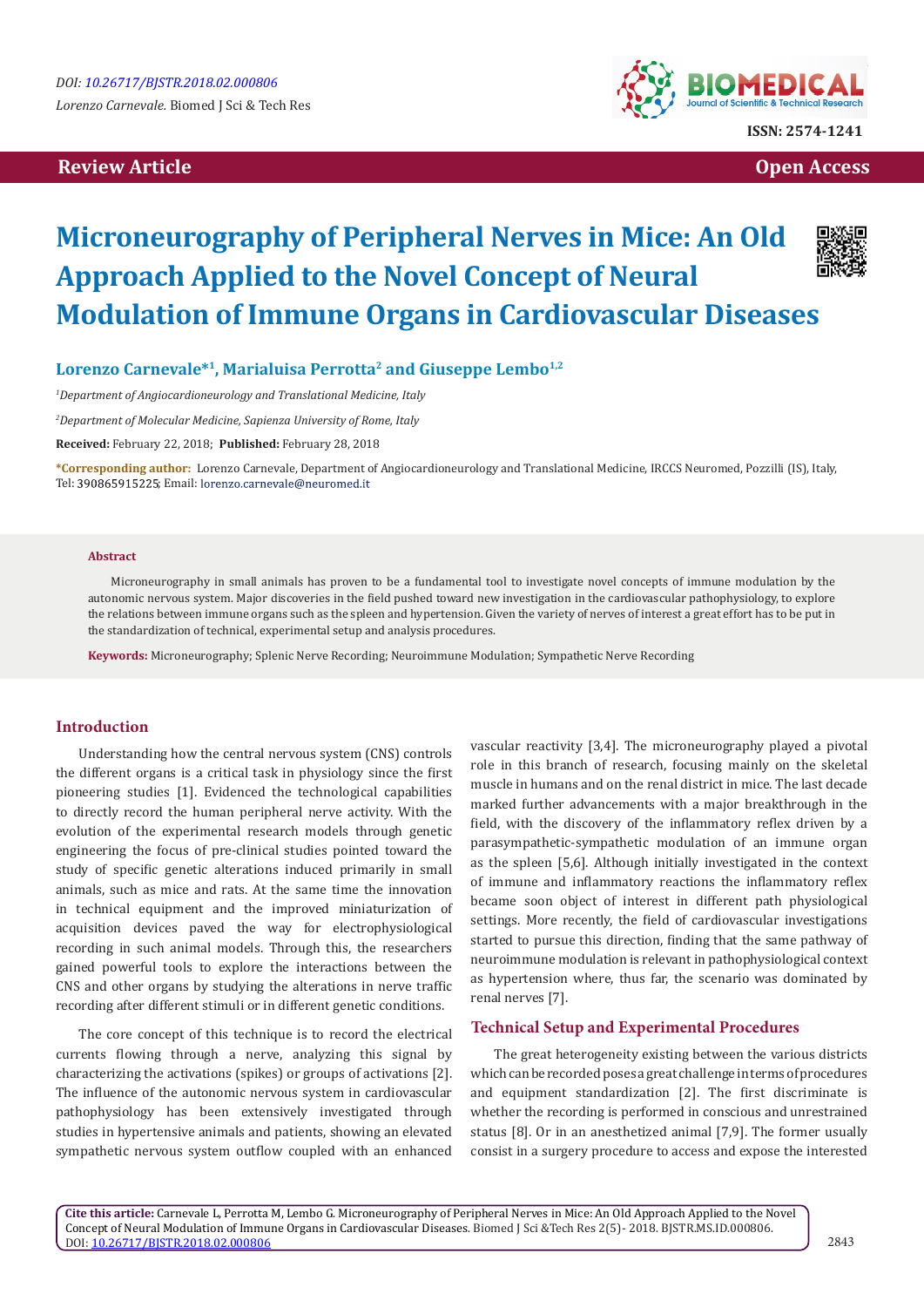DOI: 10.26717/BJSTR.2018.02.000806

*Lorenzo Carnevale.* Biomed J Sci & Tech Res

ISSN: 2574-1241

**Review Article** **Open Access**

# Microneurography of Peripheral Nerves in Mice: An Old Approach Applied to the Novel Concept of Neural Modulation of Immune Organs in Cardiovascular Diseases

**Lorenzo Carnevale*[1], Marialuisa Perrotta[2] and Giuseppe Lembo[1,2]**

[1]*Department of Angiocardioneurology and Translational Medicine, Italy*

[2]*Department of Molecular Medicine, Sapienza University of Rome, Italy*

**Received:** February 22, 2018; **Published:** February 28, 2018

***Corresponding author:** Lorenzo Carnevale, Department of Angiocardioneurology and Translational Medicine, IRCCS Neuromed, Pozzilli (IS), Italy, Tel: 390865915225; Email: lorenzo.carnevale@neuromed.it

## Abstract

Microneurography in small animals has proven to be a fundamental tool to investigate novel concepts of immune modulation by the autonomic nervous system. Major discoveries in the field pushed toward new investigation in the cardiovascular pathophysiology, to explore the relations between immune organs such as the spleen and hypertension. Given the variety of nerves of interest a great effort has to be put in the standardization of technical, experimental setup and analysis procedures.

**Keywords:** Microneurography; Splenic Nerve Recording; Neuroimmune Modulation; Sympathetic Nerve Recording

## Introduction

Understanding how the central nervous system (CNS) controls the different organs is a critical task in physiology since the first pioneering studies [1]. Evidenced the technological capabilities to directly record the human peripheral nerve activity. With the evolution of the experimental research models through genetic engineering the focus of pre-clinical studies pointed toward the study of specific genetic alterations induced primarily in small animals, such as mice and rats. At the same time the innovation in technical equipment and the improved miniaturization of acquisition devices paved the way for electrophysiological recording in such animal models. Through this, the researchers gained powerful tools to explore the interactions between the CNS and other organs by studying the alterations in nerve traffic recording after different stimuli or in different genetic conditions.

The core concept of this technique is to record the electrical currents flowing through a nerve, analyzing this signal by characterizing the activations (spikes) or groups of activations [2]. The influence of the autonomic nervous system in cardiovascular pathophysiology has been extensively investigated through studies in hypertensive animals and patients, showing an elevated sympathetic nervous system outflow coupled with an enhanced vascular reactivity [3,4]. The microneurography played a pivotal role in this branch of research, focusing mainly on the skeletal muscle in humans and on the renal district in mice. The last decade marked further advancements with a major breakthrough in the field, with the discovery of the inflammatory reflex driven by a parasympathetic-sympathetic modulation of an immune organ as the spleen [5,6]. Although initially investigated in the context of immune and inflammatory reactions the inflammatory reflex became soon object of interest in different path physiological settings. More recently, the field of cardiovascular investigations started to pursue this direction, finding that the same pathway of neuroimmune modulation is relevant in pathophysiological context as hypertension where, thus far, the scenario was dominated by renal nerves [7].

## Technical Setup and Experimental Procedures

The great heterogeneity existing between the various districts which can be recorded poses a great challenge in terms of procedures and equipment standardization [2]. The first discriminate is whether the recording is performed in conscious and unrestrained status [8]. Or in an anesthetized animal [7,9]. The former usually consist in a surgery procedure to access and expose the interested

**Cite this article:** Carnevale L, Perrotta M, Lembo G. Microneurography of Peripheral Nerves in Mice: An Old Approach Applied to the Novel Concept of Neural Modulation of Immune Organs in Cardiovascular Diseases. Biomed J Sci &Tech Res 2(5)- 2018. BJSTR.MS.ID.000806. DOI: 10.26717/BJSTR.2018.02.000806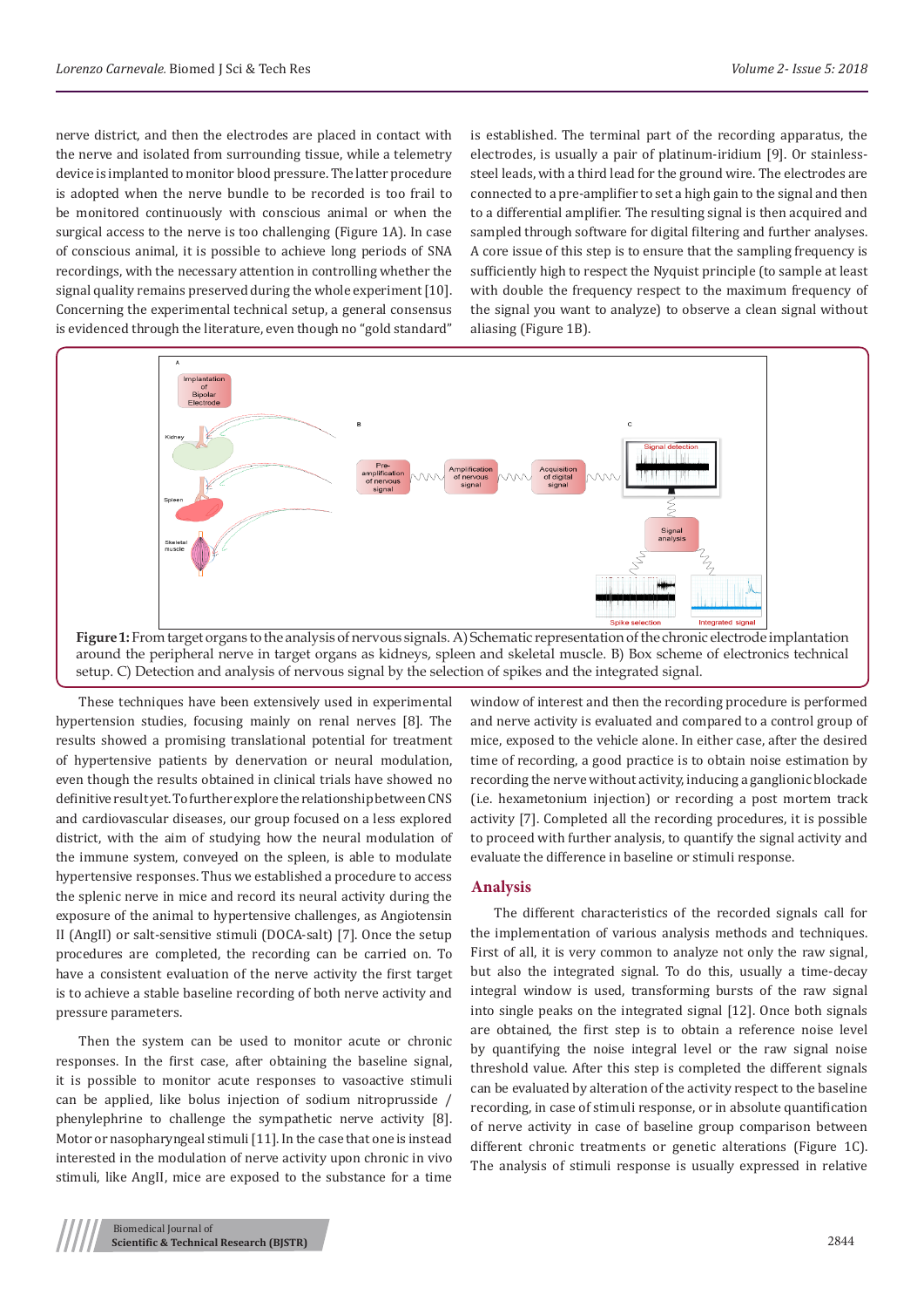nerve district, and then the electrodes are placed in contact with the nerve and isolated from surrounding tissue, while a telemetry device is implanted to monitor blood pressure. The latter procedure is adopted when the nerve bundle to be recorded is too frail to be monitored continuously with conscious animal or when the surgical access to the nerve is too challenging (Figure 1A). In case of conscious animal, it is possible to achieve long periods of SNA recordings, with the necessary attention in controlling whether the signal quality remains preserved during the whole experiment [10]. Concerning the experimental technical setup, a general consensus is evidenced through the literature, even though no "gold standard" is established. The terminal part of the recording apparatus, the electrodes, is usually a pair of platinum-iridium [9]. Or stainless-steel leads, with a third lead for the ground wire. The electrodes are connected to a pre-amplifier to set a high gain to the signal and then to a differential amplifier. The resulting signal is then acquired and sampled through software for digital filtering and further analyses. A core issue of this step is to ensure that the sampling frequency is sufficiently high to respect the Nyquist principle (to sample at least with double the frequency respect to the maximum frequency of the signal you want to analyze) to observe a clean signal without aliasing (Figure 1B).

**Figure 1:** From target organs to the analysis of nervous signals. A) Schematic representation of the chronic electrode implantation around the peripheral nerve in target organs as kidneys, spleen and skeletal muscle. B) Box scheme of electronics technical setup. C) Detection and analysis of nervous signal by the selection of spikes and the integrated signal.

These techniques have been extensively used in experimental hypertension studies, focusing mainly on renal nerves [8]. The results showed a promising translational potential for treatment of hypertensive patients by denervation or neural modulation, even though the results obtained in clinical trials have showed no definitive result yet. To further explore the relationship between CNS and cardiovascular diseases, our group focused on a less explored district, with the aim of studying how the neural modulation of the immune system, conveyed on the spleen, is able to modulate hypertensive responses. Thus we established a procedure to access the splenic nerve in mice and record its neural activity during the exposure of the animal to hypertensive challenges, as Angiotensin II (AngII) or salt-sensitive stimuli (DOCA-salt) [7]. Once the setup procedures are completed, the recording can be carried on. To have a consistent evaluation of the nerve activity the first target is to achieve a stable baseline recording of both nerve activity and pressure parameters.

Then the system can be used to monitor acute or chronic responses. In the first case, after obtaining the baseline signal, it is possible to monitor acute responses to vasoactive stimuli can be applied, like bolus injection of sodium nitroprusside / phenylephrine to challenge the sympathetic nerve activity [8]. Motor or nasopharyngeal stimuli [11]. In the case that one is instead interested in the modulation of nerve activity upon chronic in vivo stimuli, like AngII, mice are exposed to the substance for a time window of interest and then the recording procedure is performed and nerve activity is evaluated and compared to a control group of mice, exposed to the vehicle alone. In either case, after the desired time of recording, a good practice is to obtain noise estimation by recording the nerve without activity, inducing a ganglionic blockade (i.e. hexametonium injection) or recording a post mortem track activity [7]. Completed all the recording procedures, it is possible to proceed with further analysis, to quantify the signal activity and evaluate the difference in baseline or stimuli response.

## Analysis

The different characteristics of the recorded signals call for the implementation of various analysis methods and techniques. First of all, it is very common to analyze not only the raw signal, but also the integrated signal. To do this, usually a time-decay integral window is used, transforming bursts of the raw signal into single peaks on the integrated signal [12]. Once both signals are obtained, the first step is to obtain a reference noise level by quantifying the noise integral level or the raw signal noise threshold value. After this step is completed the different signals can be evaluated by alteration of the activity respect to the baseline recording, in case of stimuli response, or in absolute quantification of nerve activity in case of baseline group comparison between different chronic treatments or genetic alterations (Figure 1C). The analysis of stimuli response is usually expressed in relative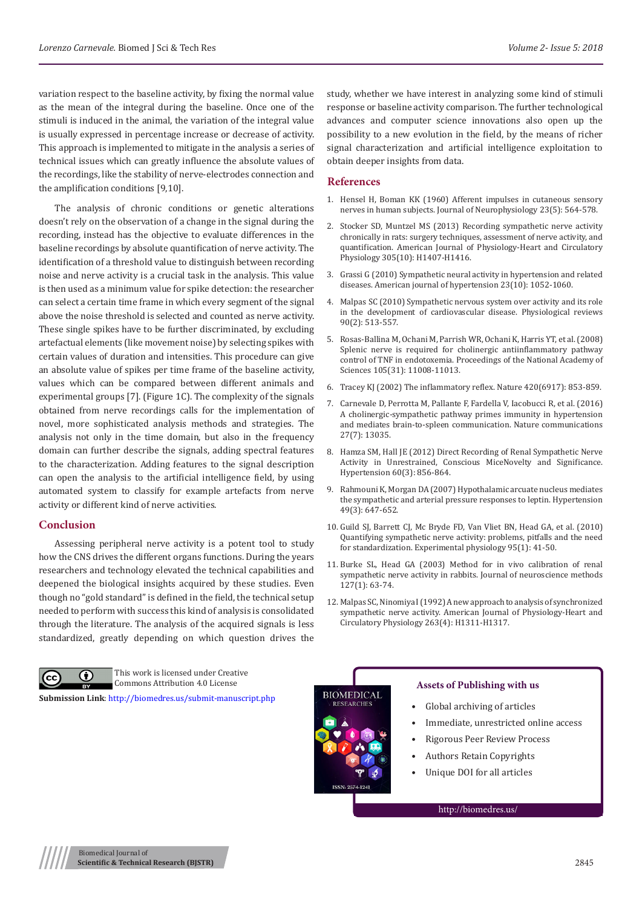variation respect to the baseline activity, by fixing the normal value as the mean of the integral during the baseline. Once one of the stimuli is induced in the animal, the variation of the integral value is usually expressed in percentage increase or decrease of activity. This approach is implemented to mitigate in the analysis a series of technical issues which can greatly influence the absolute values of the recordings, like the stability of nerve-electrodes connection and the amplification conditions [9,10].

The analysis of chronic conditions or genetic alterations doesn't rely on the observation of a change in the signal during the recording, instead has the objective to evaluate differences in the baseline recordings by absolute quantification of nerve activity. The identification of a threshold value to distinguish between recording noise and nerve activity is a crucial task in the analysis. This value is then used as a minimum value for spike detection: the researcher can select a certain time frame in which every segment of the signal above the noise threshold is selected and counted as nerve activity. These single spikes have to be further discriminated, by excluding artefactual elements (like movement noise) by selecting spikes with certain values of duration and intensities. This procedure can give an absolute value of spikes per time frame of the baseline activity, values which can be compared between different animals and experimental groups [7]. (Figure 1C). The complexity of the signals obtained from nerve recordings calls for the implementation of novel, more sophisticated analysis methods and strategies. The analysis not only in the time domain, but also in the frequency domain can further describe the signals, adding spectral features to the characterization. Adding features to the signal description can open the analysis to the artificial intelligence field, by using automated system to classify for example artefacts from nerve activity or different kind of nerve activities.

## Conclusion

Assessing peripheral nerve activity is a potent tool to study how the CNS drives the different organs functions. During the years researchers and technology elevated the technical capabilities and deepened the biological insights acquired by these studies. Even though no "gold standard" is defined in the field, the technical setup needed to perform with success this kind of analysis is consolidated through the literature. The analysis of the acquired signals is less standardized, greatly depending on which question drives the study, whether we have interest in analyzing some kind of stimuli response or baseline activity comparison. The further technological advances and computer science innovations also open up the possibility to a new evolution in the field, by the means of richer signal characterization and artificial intelligence exploitation to obtain deeper insights from data.

## References

1. Hensel H, Boman KK (1960) Afferent impulses in cutaneous sensory nerves in human subjects. Journal of Neurophysiology 23(5): 564-578.
2. Stocker SD, Muntzel MS (2013) Recording sympathetic nerve activity chronically in rats: surgery techniques, assessment of nerve activity, and quantification. American Journal of Physiology-Heart and Circulatory Physiology 305(10): H1407-H1416.
3. Grassi G (2010) Sympathetic neural activity in hypertension and related diseases. American journal of hypertension 23(10): 1052-1060.
4. Malpas SC (2010) Sympathetic nervous system over activity and its role in the development of cardiovascular disease. Physiological reviews 90(2): 513-557.
5. Rosas-Ballina M, Ochani M, Parrish WR, Ochani K, Harris YT, et al. (2008) Splenic nerve is required for cholinergic antiinflammatory pathway control of TNF in endotoxemia. Proceedings of the National Academy of Sciences 105(31): 11008-11013.
6. Tracey KJ (2002) The inflammatory reflex. Nature 420(6917): 853-859.
7. Carnevale D, Perrotta M, Pallante F, Fardella V, Iacobucci R, et al. (2016) A cholinergic-sympathetic pathway primes immunity in hypertension and mediates brain-to-spleen communication. Nature communications 27(7): 13035.
8. Hamza SM, Hall JE (2012) Direct Recording of Renal Sympathetic Nerve Activity in Unrestrained, Conscious MiceNovelty and Significance. Hypertension 60(3): 856-864.
9. Rahmouni K, Morgan DA (2007) Hypothalamic arcuate nucleus mediates the sympathetic and arterial pressure responses to leptin. Hypertension 49(3): 647-652.
10. Guild SJ, Barrett CJ, Mc Bryde FD, Van Vliet BN, Head GA, et al. (2010) Quantifying sympathetic nerve activity: problems, pitfalls and the need for standardization. Experimental physiology 95(1): 41-50.
11. Burke SL, Head GA (2003) Method for in vivo calibration of renal sympathetic nerve activity in rabbits. Journal of neuroscience methods 127(1): 63-74.
12. Malpas SC, Ninomiya I (1992) A new approach to analysis of synchronized sympathetic nerve activity. American Journal of Physiology-Heart and Circulatory Physiology 263(4): H1311-H1317.

This work is licensed under Creative Commons Attribution 4.0 License

**Submission Link**: http://biomedres.us/submit-manuscript.php

### Assets of Publishing with us

- Global archiving of articles
- Immediate, unrestricted online access
- Rigorous Peer Review Process
- Authors Retain Copyrights
- Unique DOI for all articles

http://biomedres.us/